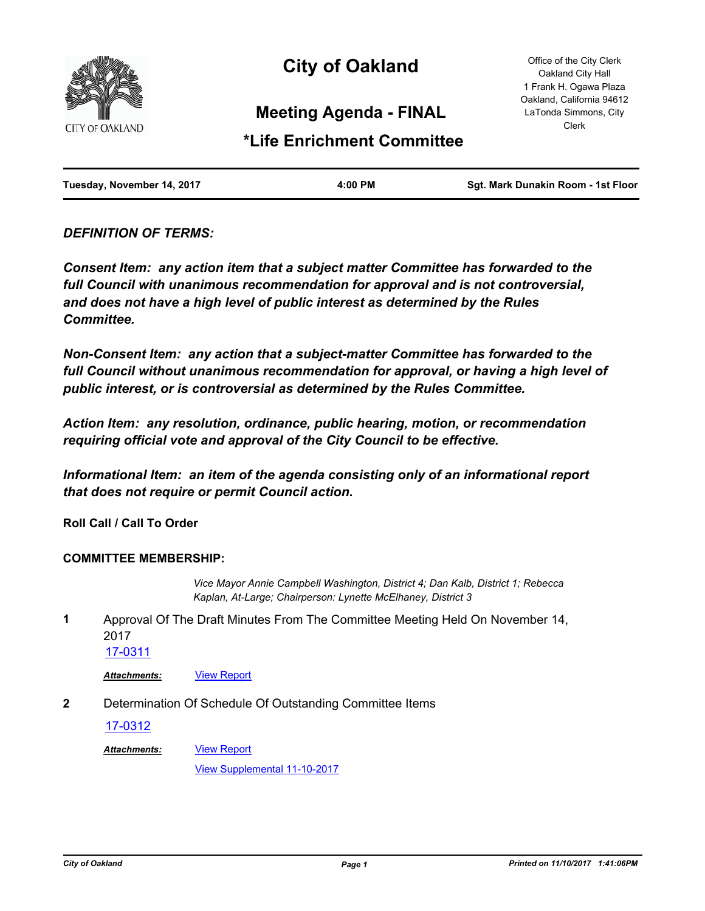# City of Oakland

## Meeting Agenda - FINAL

## *Life Enrichment Committee

Office of the City Clerk
Oakland City Hall
1 Frank H. Ogawa Plaza
Oakland, California 94612
LaTonda Simmons, City Clerk

| Tuesday, November 14, 2017 | 4:00 PM | Sgt. Mark Dunakin Room - 1st Floor |
| --- | --- | --- |

***DEFINITION OF TERMS:***

***Consent Item: any action item that a subject matter Committee has forwarded to the full Council with unanimous recommendation for approval and is not controversial, and does not have a high level of public interest as determined by the Rules Committee.***

***Non-Consent Item: any action that a subject-matter Committee has forwarded to the full Council without unanimous recommendation for approval, or having a high level of public interest, or is controversial as determined by the Rules Committee.***

***Action Item: any resolution, ordinance, public hearing, motion, or recommendation requiring official vote and approval of the City Council to be effective.***

***Informational Item: an item of the agenda consisting only of an informational report that does not require or permit Council action.***

**Roll Call / Call To Order**

**COMMITTEE MEMBERSHIP:**

*Vice Mayor Annie Campbell Washington, District 4; Dan Kalb, District 1; Rebecca Kaplan, At-Large; Chairperson: Lynette McElhaney, District 3*

**1** Approval Of The Draft Minutes From The Committee Meeting Held On November 14, 2017

17-0311

***Attachments:*** View Report

**2** Determination Of Schedule Of Outstanding Committee Items

17-0312

***Attachments:*** View Report

View Supplemental 11-10-2017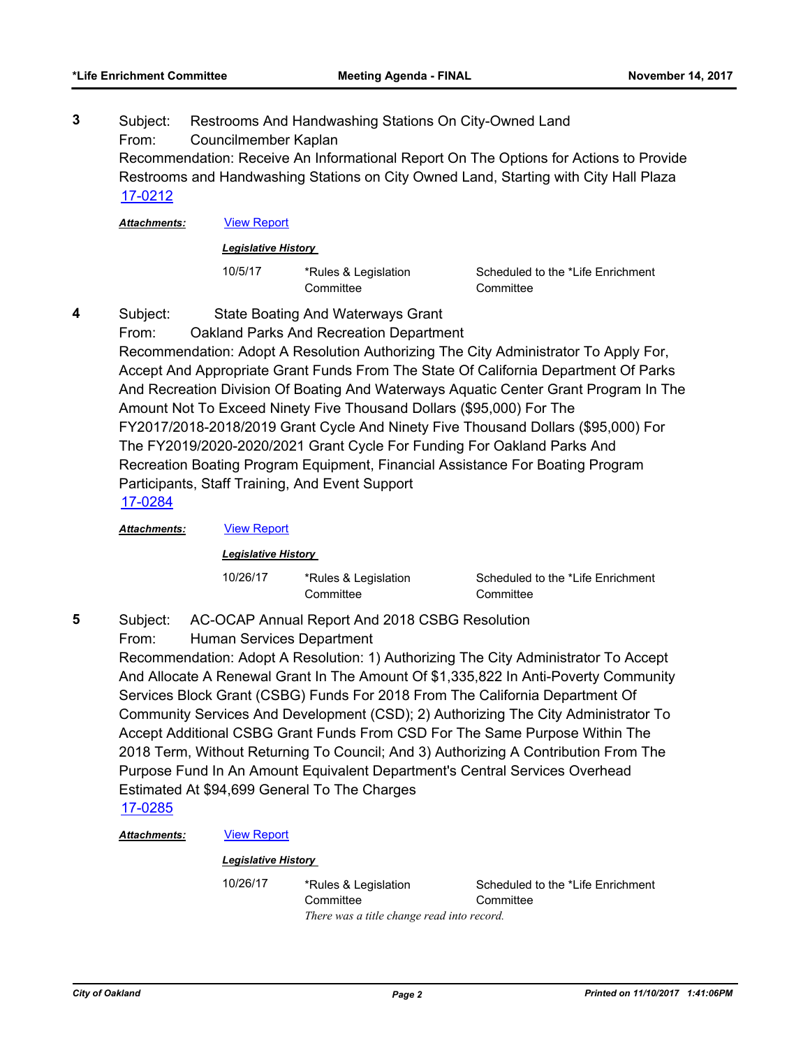**3** Subject: Restrooms And Handwashing Stations On City-Owned Land
From: Councilmember Kaplan
Recommendation: Receive An Informational Report On The Options for Actions to Provide Restrooms and Handwashing Stations on City Owned Land, Starting with City Hall Plaza
17-0212

***Attachments:*** View Report

***Legislative History***

| | | |
|---|---|---|
| 10/5/17 | *Rules & Legislation Committee | Scheduled to the *Life Enrichment Committee |

**4** Subject: State Boating And Waterways Grant
From: Oakland Parks And Recreation Department
Recommendation: Adopt A Resolution Authorizing The City Administrator To Apply For, Accept And Appropriate Grant Funds From The State Of California Department Of Parks And Recreation Division Of Boating And Waterways Aquatic Center Grant Program In The Amount Not To Exceed Ninety Five Thousand Dollars ($95,000) For The FY2017/2018-2018/2019 Grant Cycle And Ninety Five Thousand Dollars ($95,000) For The FY2019/2020-2020/2021 Grant Cycle For Funding For Oakland Parks And Recreation Boating Program Equipment, Financial Assistance For Boating Program Participants, Staff Training, And Event Support
17-0284

***Attachments:*** View Report

***Legislative History***

| | | |
|---|---|---|
| 10/26/17 | *Rules & Legislation Committee | Scheduled to the *Life Enrichment Committee |

**5** Subject: AC-OCAP Annual Report And 2018 CSBG Resolution
From: Human Services Department
Recommendation: Adopt A Resolution: 1) Authorizing The City Administrator To Accept And Allocate A Renewal Grant In The Amount Of $1,335,822 In Anti-Poverty Community Services Block Grant (CSBG) Funds For 2018 From The California Department Of Community Services And Development (CSD); 2) Authorizing The City Administrator To Accept Additional CSBG Grant Funds From CSD For The Same Purpose Within The 2018 Term, Without Returning To Council; And 3) Authorizing A Contribution From The Purpose Fund In An Amount Equivalent Department's Central Services Overhead Estimated At $94,699 General To The Charges
17-0285

***Attachments:*** View Report

***Legislative History***

| | | |
|---|---|---|
| 10/26/17 | *Rules & Legislation Committee<br>*There was a title change read into record.* | Scheduled to the *Life Enrichment Committee |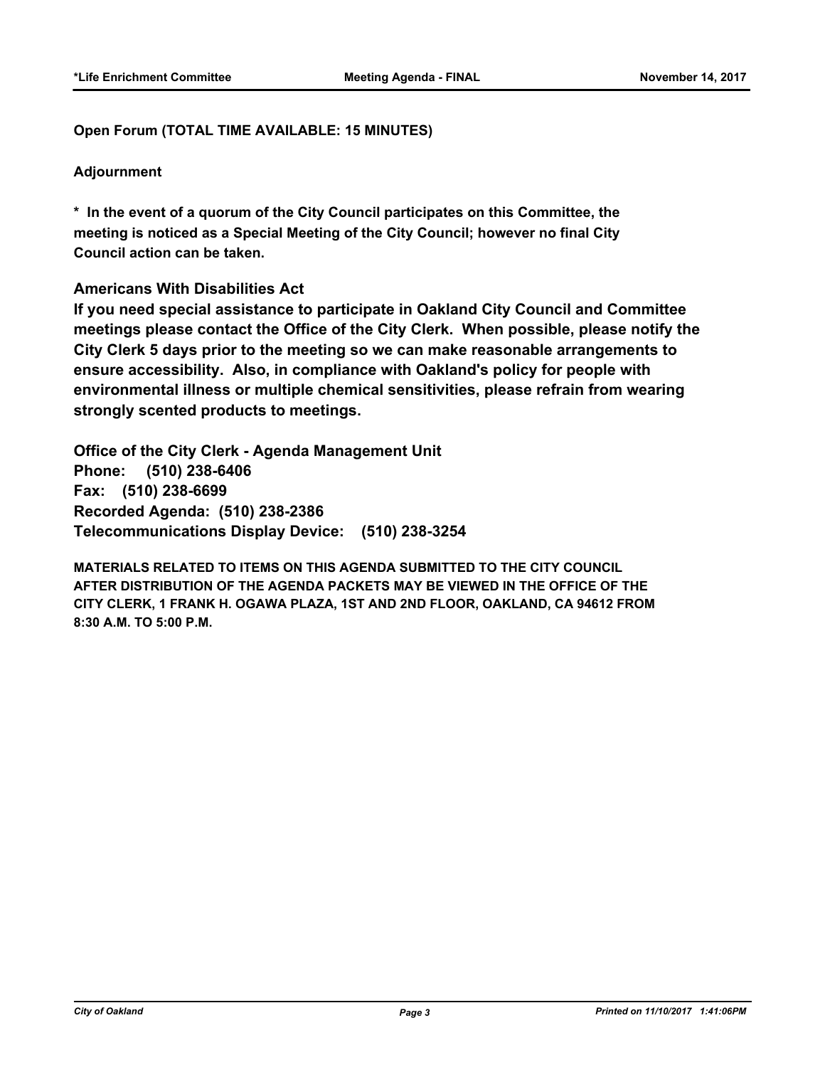**Open Forum (TOTAL TIME AVAILABLE: 15 MINUTES)**

**Adjournment**

**\* In the event of a quorum of the City Council participates on this Committee, the meeting is noticed as a Special Meeting of the City Council; however no final City Council action can be taken.**

**Americans With Disabilities Act**

**If you need special assistance to participate in Oakland City Council and Committee meetings please contact the Office of the City Clerk. When possible, please notify the City Clerk 5 days prior to the meeting so we can make reasonable arrangements to ensure accessibility. Also, in compliance with Oakland's policy for people with environmental illness or multiple chemical sensitivities, please refrain from wearing strongly scented products to meetings.**

**Office of the City Clerk - Agenda Management Unit**
**Phone: (510) 238-6406**
**Fax: (510) 238-6699**
**Recorded Agenda: (510) 238-2386**
**Telecommunications Display Device: (510) 238-3254**

**MATERIALS RELATED TO ITEMS ON THIS AGENDA SUBMITTED TO THE CITY COUNCIL AFTER DISTRIBUTION OF THE AGENDA PACKETS MAY BE VIEWED IN THE OFFICE OF THE CITY CLERK, 1 FRANK H. OGAWA PLAZA, 1ST AND 2ND FLOOR, OAKLAND, CA 94612 FROM 8:30 A.M. TO 5:00 P.M.**